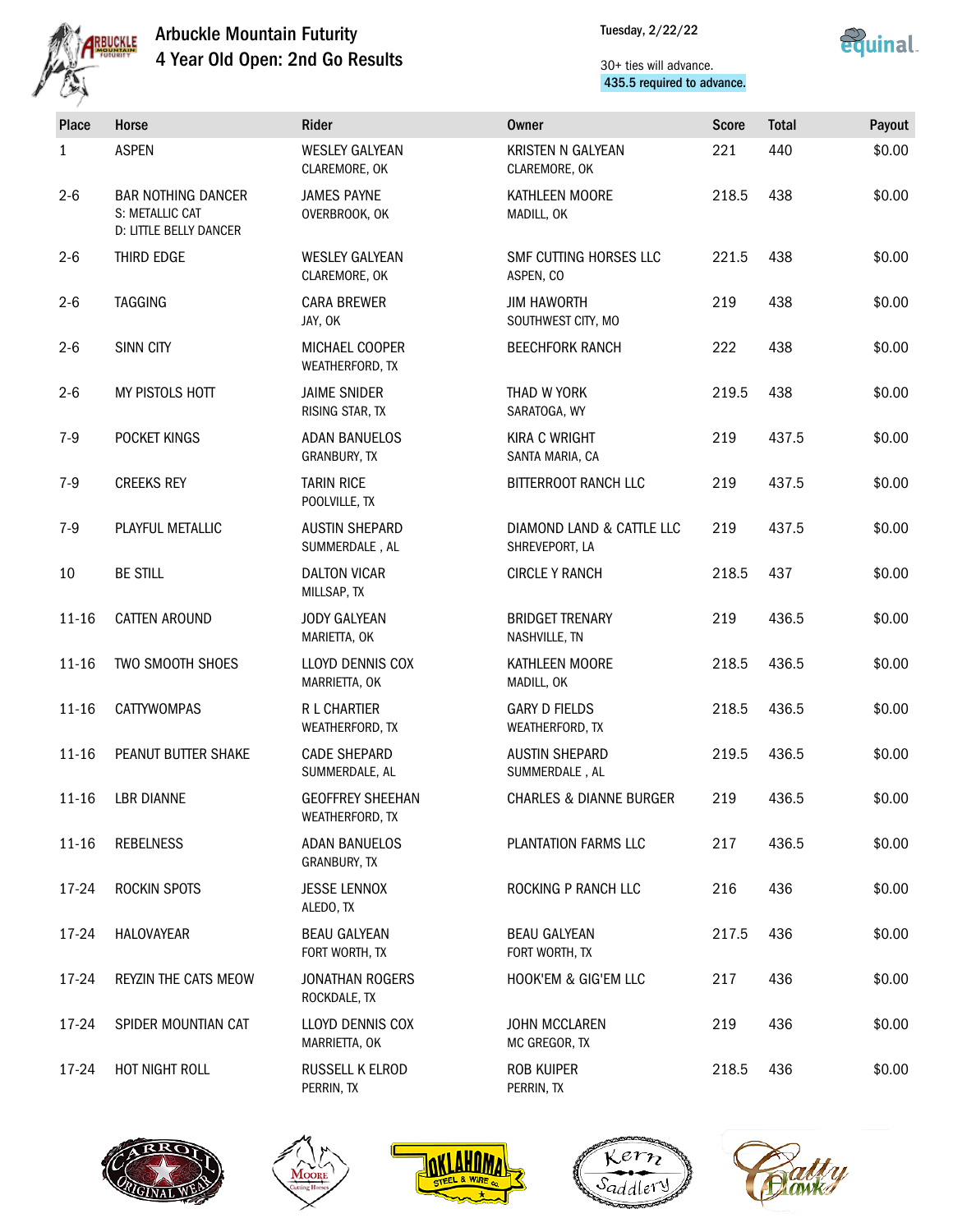# Arbuckle Mountain Futurity
## 4 Year Old Open: 2nd Go Results

Tuesday, 2/22/22

30+ ties will advance.
435.5 required to advance.

| Place | Horse | Rider | Owner | Score | Total | Payout |
|---|---|---|---|---|---|---|
| 1 | ASPEN | WESLEY GALYEAN<br>CLAREMORE, OK | KRISTEN N GALYEAN<br>CLAREMORE, OK | 221 | 440 | $0.00 |
| 2-6 | BAR NOTHING DANCER<br>S: METALLIC CAT<br>D: LITTLE BELLY DANCER | JAMES PAYNE<br>OVERBROOK, OK | KATHLEEN MOORE<br>MADILL, OK | 218.5 | 438 | $0.00 |
| 2-6 | THIRD EDGE | WESLEY GALYEAN<br>CLAREMORE, OK | SMF CUTTING HORSES LLC<br>ASPEN, CO | 221.5 | 438 | $0.00 |
| 2-6 | TAGGING | CARA BREWER<br>JAY, OK | JIM HAWORTH<br>SOUTHWEST CITY, MO | 219 | 438 | $0.00 |
| 2-6 | SINN CITY | MICHAEL COOPER<br>WEATHERFORD, TX | BEECHFORK RANCH | 222 | 438 | $0.00 |
| 2-6 | MY PISTOLS HOTT | JAIME SNIDER<br>RISING STAR, TX | THAD W YORK<br>SARATOGA, WY | 219.5 | 438 | $0.00 |
| 7-9 | POCKET KINGS | ADAN BANUELOS<br>GRANBURY, TX | KIRA C WRIGHT<br>SANTA MARIA, CA | 219 | 437.5 | $0.00 |
| 7-9 | CREEKS REY | TARIN RICE<br>POOLVILLE, TX | BITTERROOT RANCH LLC | 219 | 437.5 | $0.00 |
| 7-9 | PLAYFUL METALLIC | AUSTIN SHEPARD<br>SUMMERDALE , AL | DIAMOND LAND & CATTLE LLC<br>SHREVEPORT, LA | 219 | 437.5 | $0.00 |
| 10 | BE STILL | DALTON VICAR<br>MILLSAP, TX | CIRCLE Y RANCH | 218.5 | 437 | $0.00 |
| 11-16 | CATTEN AROUND | JODY GALYEAN<br>MARIETTA, OK | BRIDGET TRENARY<br>NASHVILLE, TN | 219 | 436.5 | $0.00 |
| 11-16 | TWO SMOOTH SHOES | LLOYD DENNIS COX<br>MARRIETTA, OK | KATHLEEN MOORE<br>MADILL, OK | 218.5 | 436.5 | $0.00 |
| 11-16 | CATTYWOMPAS | R L CHARTIER<br>WEATHERFORD, TX | GARY D FIELDS<br>WEATHERFORD, TX | 218.5 | 436.5 | $0.00 |
| 11-16 | PEANUT BUTTER SHAKE | CADE SHEPARD<br>SUMMERDALE, AL | AUSTIN SHEPARD<br>SUMMERDALE , AL | 219.5 | 436.5 | $0.00 |
| 11-16 | LBR DIANNE | GEOFFREY SHEEHAN<br>WEATHERFORD, TX | CHARLES & DIANNE BURGER | 219 | 436.5 | $0.00 |
| 11-16 | REBELNESS | ADAN BANUELOS<br>GRANBURY, TX | PLANTATION FARMS LLC | 217 | 436.5 | $0.00 |
| 17-24 | ROCKIN SPOTS | JESSE LENNOX<br>ALEDO, TX | ROCKING P RANCH LLC | 216 | 436 | $0.00 |
| 17-24 | HALOVAYEAR | BEAU GALYEAN<br>FORT WORTH, TX | BEAU GALYEAN<br>FORT WORTH, TX | 217.5 | 436 | $0.00 |
| 17-24 | REYZIN THE CATS MEOW | JONATHAN ROGERS<br>ROCKDALE, TX | HOOK'EM & GIG'EM LLC | 217 | 436 | $0.00 |
| 17-24 | SPIDER MOUNTIAN CAT | LLOYD DENNIS COX<br>MARRIETTA, OK | JOHN MCCLAREN<br>MC GREGOR, TX | 219 | 436 | $0.00 |
| 17-24 | HOT NIGHT ROLL | RUSSELL K ELROD<br>PERRIN, TX | ROB KUIPER<br>PERRIN, TX | 218.5 | 436 | $0.00 |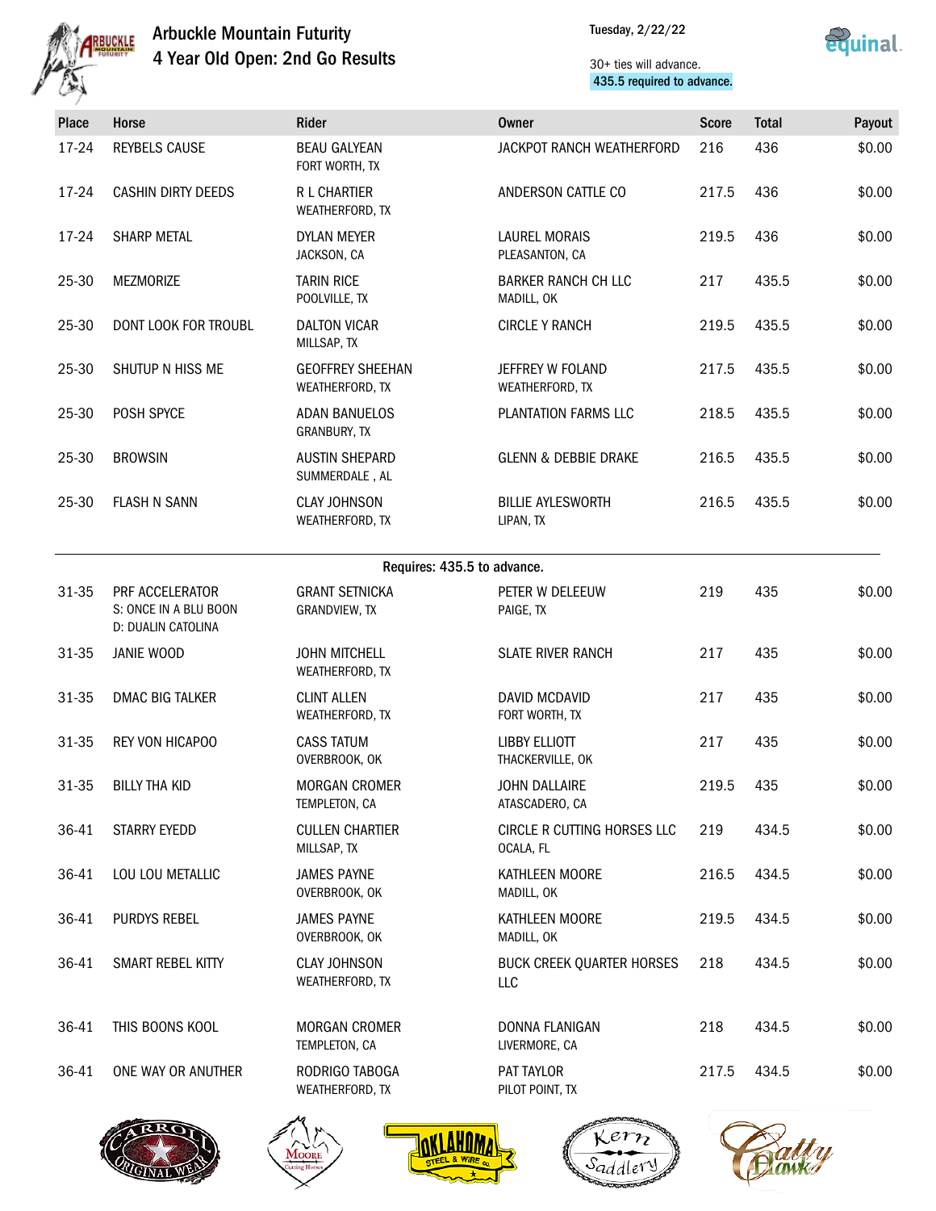# Arbuckle Mountain Futurity
## 4 Year Old Open: 2nd Go Results

Tuesday, 2/22/22

30+ ties will advance.
435.5 required to advance.

| Place | Horse | Rider | Owner | Score | Total | Payout |
|---|---|---|---|---|---|---|
| 17-24 | REYBELS CAUSE | BEAU GALYEAN<br>FORT WORTH, TX | JACKPOT RANCH WEATHERFORD | 216 | 436 | $0.00 |
| 17-24 | CASHIN DIRTY DEEDS | R L CHARTIER<br>WEATHERFORD, TX | ANDERSON CATTLE CO | 217.5 | 436 | $0.00 |
| 17-24 | SHARP METAL | DYLAN MEYER<br>JACKSON, CA | LAUREL MORAIS<br>PLEASANTON, CA | 219.5 | 436 | $0.00 |
| 25-30 | MEZMORIZE | TARIN RICE<br>POOLVILLE, TX | BARKER RANCH CH LLC<br>MADILL, OK | 217 | 435.5 | $0.00 |
| 25-30 | DONT LOOK FOR TROUBL | DALTON VICAR<br>MILLSAP, TX | CIRCLE Y RANCH | 219.5 | 435.5 | $0.00 |
| 25-30 | SHUTUP N HISS ME | GEOFFREY SHEEHAN<br>WEATHERFORD, TX | JEFFREY W FOLAND<br>WEATHERFORD, TX | 217.5 | 435.5 | $0.00 |
| 25-30 | POSH SPYCE | ADAN BANUELOS<br>GRANBURY, TX | PLANTATION FARMS LLC | 218.5 | 435.5 | $0.00 |
| 25-30 | BROWSIN | AUSTIN SHEPARD<br>SUMMERDALE , AL | GLENN & DEBBIE DRAKE | 216.5 | 435.5 | $0.00 |
| 25-30 | FLASH N SANN | CLAY JOHNSON<br>WEATHERFORD, TX | BILLIE AYLESWORTH<br>LIPAN, TX | 216.5 | 435.5 | $0.00 |
| | | Requires: 435.5 to advance. | | | | |
| 31-35 | PRF ACCELERATOR<br>S: ONCE IN A BLU BOON<br>D: DUALIN CATOLINA | GRANT SETNICKA<br>GRANDVIEW, TX | PETER W DELEEUW<br>PAIGE, TX | 219 | 435 | $0.00 |
| 31-35 | JANIE WOOD | JOHN MITCHELL<br>WEATHERFORD, TX | SLATE RIVER RANCH | 217 | 435 | $0.00 |
| 31-35 | DMAC BIG TALKER | CLINT ALLEN<br>WEATHERFORD, TX | DAVID MCDAVID<br>FORT WORTH, TX | 217 | 435 | $0.00 |
| 31-35 | REY VON HICAPOO | CASS TATUM<br>OVERBROOK, OK | LIBBY ELLIOTT<br>THACKERVILLE, OK | 217 | 435 | $0.00 |
| 31-35 | BILLY THA KID | MORGAN CROMER<br>TEMPLETON, CA | JOHN DALLAIRE<br>ATASCADERO, CA | 219.5 | 435 | $0.00 |
| 36-41 | STARRY EYEDD | CULLEN CHARTIER<br>MILLSAP, TX | CIRCLE R CUTTING HORSES LLC<br>OCALA, FL | 219 | 434.5 | $0.00 |
| 36-41 | LOU LOU METALLIC | JAMES PAYNE<br>OVERBROOK, OK | KATHLEEN MOORE<br>MADILL, OK | 216.5 | 434.5 | $0.00 |
| 36-41 | PURDYS REBEL | JAMES PAYNE<br>OVERBROOK, OK | KATHLEEN MOORE<br>MADILL, OK | 219.5 | 434.5 | $0.00 |
| 36-41 | SMART REBEL KITTY | CLAY JOHNSON<br>WEATHERFORD, TX | BUCK CREEK QUARTER HORSES LLC | 218 | 434.5 | $0.00 |
| 36-41 | THIS BOONS KOOL | MORGAN CROMER<br>TEMPLETON, CA | DONNA FLANIGAN<br>LIVERMORE, CA | 218 | 434.5 | $0.00 |
| 36-41 | ONE WAY OR ANUTHER | RODRIGO TABOGA<br>WEATHERFORD, TX | PAT TAYLOR<br>PILOT POINT, TX | 217.5 | 434.5 | $0.00 |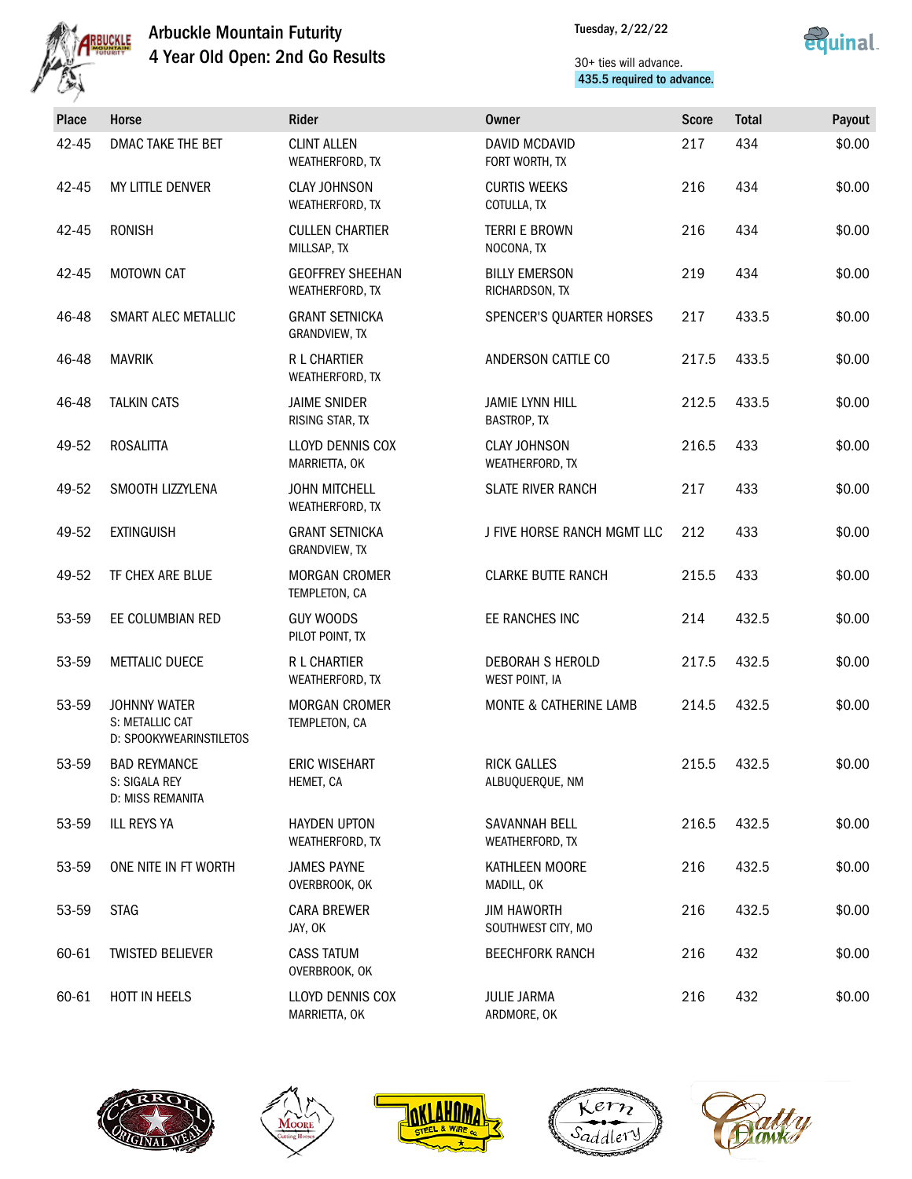# Arbuckle Mountain Futurity

## 4 Year Old Open: 2nd Go Results

Tuesday, 2/22/22

30+ ties will advance.
435.5 required to advance.

| Place | Horse | Rider | Owner | Score | Total | Payout |
|---|---|---|---|---|---|---|
| 42-45 | DMAC TAKE THE BET | CLINT ALLEN<br>WEATHERFORD, TX | DAVID MCDAVID<br>FORT WORTH, TX | 217 | 434 | $0.00 |
| 42-45 | MY LITTLE DENVER | CLAY JOHNSON<br>WEATHERFORD, TX | CURTIS WEEKS<br>COTULLA, TX | 216 | 434 | $0.00 |
| 42-45 | RONISH | CULLEN CHARTIER<br>MILLSAP, TX | TERRI E BROWN<br>NOCONA, TX | 216 | 434 | $0.00 |
| 42-45 | MOTOWN CAT | GEOFFREY SHEEHAN<br>WEATHERFORD, TX | BILLY EMERSON<br>RICHARDSON, TX | 219 | 434 | $0.00 |
| 46-48 | SMART ALEC METALLIC | GRANT SETNICKA<br>GRANDVIEW, TX | SPENCER'S QUARTER HORSES | 217 | 433.5 | $0.00 |
| 46-48 | MAVRIK | R L CHARTIER<br>WEATHERFORD, TX | ANDERSON CATTLE CO | 217.5 | 433.5 | $0.00 |
| 46-48 | TALKIN CATS | JAIME SNIDER<br>RISING STAR, TX | JAMIE LYNN HILL<br>BASTROP, TX | 212.5 | 433.5 | $0.00 |
| 49-52 | ROSALITTA | LLOYD DENNIS COX<br>MARRIETTA, OK | CLAY JOHNSON<br>WEATHERFORD, TX | 216.5 | 433 | $0.00 |
| 49-52 | SMOOTH LIZZYLENA | JOHN MITCHELL<br>WEATHERFORD, TX | SLATE RIVER RANCH | 217 | 433 | $0.00 |
| 49-52 | EXTINGUISH | GRANT SETNICKA<br>GRANDVIEW, TX | J FIVE HORSE RANCH MGMT LLC | 212 | 433 | $0.00 |
| 49-52 | TF CHEX ARE BLUE | MORGAN CROMER<br>TEMPLETON, CA | CLARKE BUTTE RANCH | 215.5 | 433 | $0.00 |
| 53-59 | EE COLUMBIAN RED | GUY WOODS<br>PILOT POINT, TX | EE RANCHES INC | 214 | 432.5 | $0.00 |
| 53-59 | METTALIC DUECE | R L CHARTIER<br>WEATHERFORD, TX | DEBORAH S HEROLD<br>WEST POINT, IA | 217.5 | 432.5 | $0.00 |
| 53-59 | JOHNNY WATER<br>S: METALLIC CAT<br>D: SPOOKYWEARINSTILETOS | MORGAN CROMER<br>TEMPLETON, CA | MONTE & CATHERINE LAMB | 214.5 | 432.5 | $0.00 |
| 53-59 | BAD REYMANCE<br>S: SIGALA REY<br>D: MISS REMANITA | ERIC WISEHART<br>HEMET, CA | RICK GALLES<br>ALBUQUERQUE, NM | 215.5 | 432.5 | $0.00 |
| 53-59 | ILL REYS YA | HAYDEN UPTON<br>WEATHERFORD, TX | SAVANNAH BELL<br>WEATHERFORD, TX | 216.5 | 432.5 | $0.00 |
| 53-59 | ONE NITE IN FT WORTH | JAMES PAYNE<br>OVERBROOK, OK | KATHLEEN MOORE<br>MADILL, OK | 216 | 432.5 | $0.00 |
| 53-59 | STAG | CARA BREWER<br>JAY, OK | JIM HAWORTH<br>SOUTHWEST CITY, MO | 216 | 432.5 | $0.00 |
| 60-61 | TWISTED BELIEVER | CASS TATUM<br>OVERBROOK, OK | BEECHFORK RANCH | 216 | 432 | $0.00 |
| 60-61 | HOTT IN HEELS | LLOYD DENNIS COX<br>MARRIETTA, OK | JULIE JARMA<br>ARDMORE, OK | 216 | 432 | $0.00 |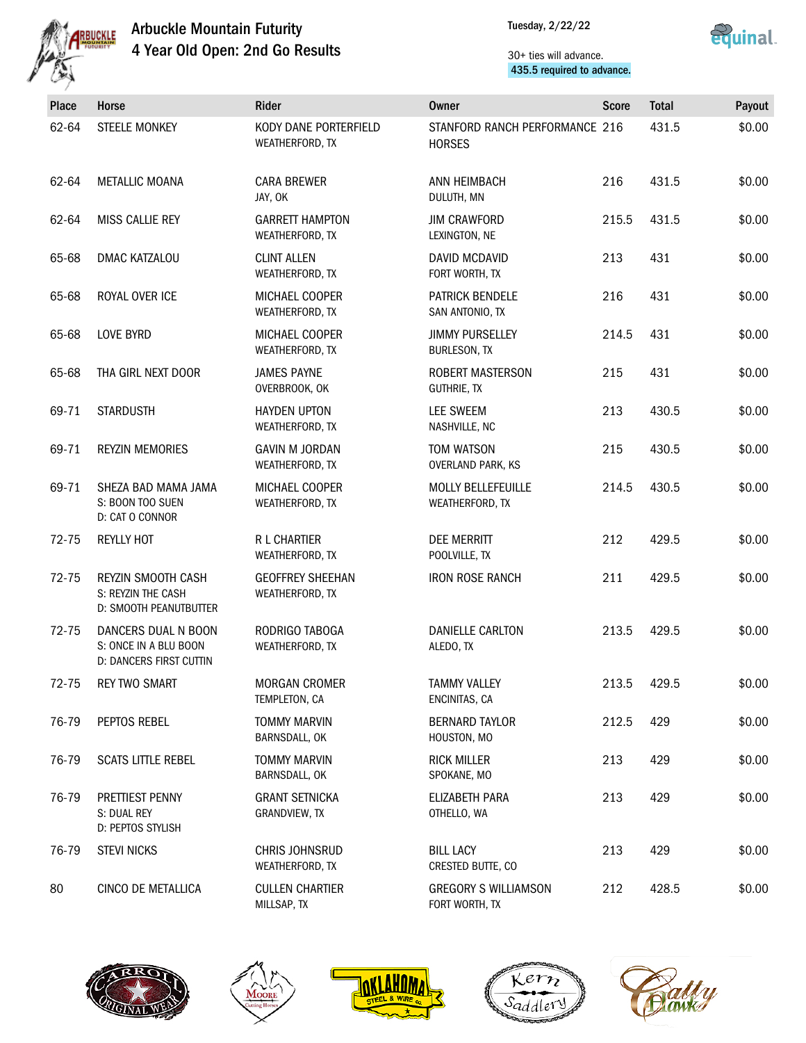# Arbuckle Mountain Futurity

## 4 Year Old Open: 2nd Go Results

Tuesday, 2/22/22

30+ ties will advance.
435.5 required to advance.

| Place | Horse | Rider | Owner | Score | Total | Payout |
|---|---|---|---|---|---|---|
| 62-64 | STEELE MONKEY | KODY DANE PORTERFIELD<br>WEATHERFORD, TX | STANFORD RANCH PERFORMANCE HORSES | 216 | 431.5 | $0.00 |
| 62-64 | METALLIC MOANA | CARA BREWER<br>JAY, OK | ANN HEIMBACH<br>DULUTH, MN | 216 | 431.5 | $0.00 |
| 62-64 | MISS CALLIE REY | GARRETT HAMPTON<br>WEATHERFORD, TX | JIM CRAWFORD<br>LEXINGTON, NE | 215.5 | 431.5 | $0.00 |
| 65-68 | DMAC KATZALOU | CLINT ALLEN<br>WEATHERFORD, TX | DAVID MCDAVID<br>FORT WORTH, TX | 213 | 431 | $0.00 |
| 65-68 | ROYAL OVER ICE | MICHAEL COOPER<br>WEATHERFORD, TX | PATRICK BENDELE<br>SAN ANTONIO, TX | 216 | 431 | $0.00 |
| 65-68 | LOVE BYRD | MICHAEL COOPER<br>WEATHERFORD, TX | JIMMY PURSELLEY<br>BURLESON, TX | 214.5 | 431 | $0.00 |
| 65-68 | THA GIRL NEXT DOOR | JAMES PAYNE<br>OVERBROOK, OK | ROBERT MASTERSON<br>GUTHRIE, TX | 215 | 431 | $0.00 |
| 69-71 | STARDUSTH | HAYDEN UPTON<br>WEATHERFORD, TX | LEE SWEEM<br>NASHVILLE, NC | 213 | 430.5 | $0.00 |
| 69-71 | REYZIN MEMORIES | GAVIN M JORDAN<br>WEATHERFORD, TX | TOM WATSON<br>OVERLAND PARK, KS | 215 | 430.5 | $0.00 |
| 69-71 | SHEZA BAD MAMA JAMA<br>S: BOON TOO SUEN<br>D: CAT O CONNOR | MICHAEL COOPER<br>WEATHERFORD, TX | MOLLY BELLEFEUILLE<br>WEATHERFORD, TX | 214.5 | 430.5 | $0.00 |
| 72-75 | REYLLY HOT | R L CHARTIER<br>WEATHERFORD, TX | DEE MERRITT<br>POOLVILLE, TX | 212 | 429.5 | $0.00 |
| 72-75 | REYZIN SMOOTH CASH<br>S: REYZIN THE CASH<br>D: SMOOTH PEANUTBUTTER | GEOFFREY SHEEHAN<br>WEATHERFORD, TX | IRON ROSE RANCH | 211 | 429.5 | $0.00 |
| 72-75 | DANCERS DUAL N BOON<br>S: ONCE IN A BLU BOON<br>D: DANCERS FIRST CUTTIN | RODRIGO TABOGA<br>WEATHERFORD, TX | DANIELLE CARLTON<br>ALEDO, TX | 213.5 | 429.5 | $0.00 |
| 72-75 | REY TWO SMART | MORGAN CROMER<br>TEMPLETON, CA | TAMMY VALLEY<br>ENCINITAS, CA | 213.5 | 429.5 | $0.00 |
| 76-79 | PEPTOS REBEL | TOMMY MARVIN<br>BARNSDALL, OK | BERNARD TAYLOR<br>HOUSTON, MO | 212.5 | 429 | $0.00 |
| 76-79 | SCATS LITTLE REBEL | TOMMY MARVIN<br>BARNSDALL, OK | RICK MILLER<br>SPOKANE, MO | 213 | 429 | $0.00 |
| 76-79 | PRETTIEST PENNY<br>S: DUAL REY<br>D: PEPTOS STYLISH | GRANT SETNICKA<br>GRANDVIEW, TX | ELIZABETH PARA<br>OTHELLO, WA | 213 | 429 | $0.00 |
| 76-79 | STEVI NICKS | CHRIS JOHNSRUD<br>WEATHERFORD, TX | BILL LACY<br>CRESTED BUTTE, CO | 213 | 429 | $0.00 |
| 80 | CINCO DE METALLICA | CULLEN CHARTIER<br>MILLSAP, TX | GREGORY S WILLIAMSON<br>FORT WORTH, TX | 212 | 428.5 | $0.00 |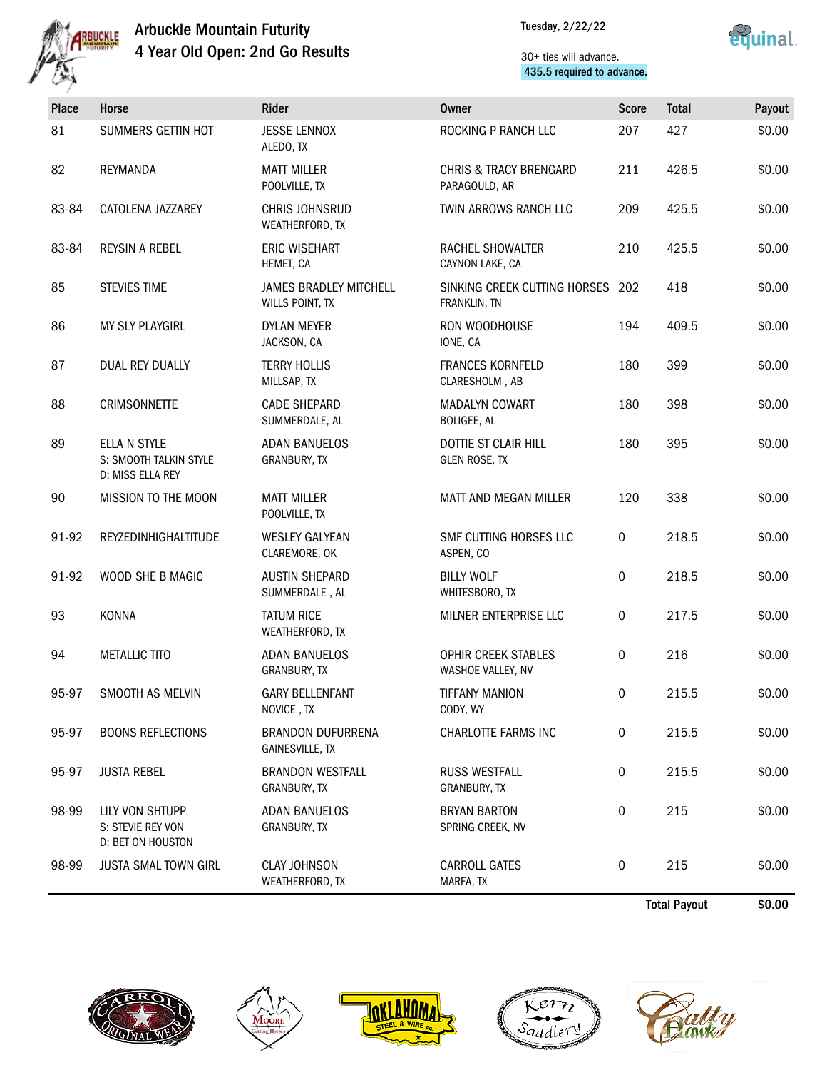# Arbuckle Mountain Futurity

## 4 Year Old Open: 2nd Go Results

Tuesday, 2/22/22

30+ ties will advance.
435.5 required to advance.

| Place | Horse | Rider | Owner | Score | Total | Payout |
|---|---|---|---|---|---|---|
| 81 | SUMMERS GETTIN HOT | JESSE LENNOX<br>ALEDO, TX | ROCKING P RANCH LLC | 207 | 427 | $0.00 |
| 82 | REYMANDA | MATT MILLER<br>POOLVILLE, TX | CHRIS & TRACY BRENGARD<br>PARAGOULD, AR | 211 | 426.5 | $0.00 |
| 83-84 | CATOLENA JAZZAREY | CHRIS JOHNSRUD<br>WEATHERFORD, TX | TWIN ARROWS RANCH LLC | 209 | 425.5 | $0.00 |
| 83-84 | REYSIN A REBEL | ERIC WISEHART<br>HEMET, CA | RACHEL SHOWALTER<br>CAYNON LAKE, CA | 210 | 425.5 | $0.00 |
| 85 | STEVIES TIME | JAMES BRADLEY MITCHELL<br>WILLS POINT, TX | SINKING CREEK CUTTING HORSES<br>FRANKLIN, TN | 202 | 418 | $0.00 |
| 86 | MY SLY PLAYGIRL | DYLAN MEYER<br>JACKSON, CA | RON WOODHOUSE<br>IONE, CA | 194 | 409.5 | $0.00 |
| 87 | DUAL REY DUALLY | TERRY HOLLIS<br>MILLSAP, TX | FRANCES KORNFELD<br>CLARESHOLM , AB | 180 | 399 | $0.00 |
| 88 | CRIMSONNETTE | CADE SHEPARD<br>SUMMERDALE, AL | MADALYN COWART<br>BOLIGEE, AL | 180 | 398 | $0.00 |
| 89 | ELLA N STYLE<br>S: SMOOTH TALKIN STYLE<br>D: MISS ELLA REY | ADAN BANUELOS<br>GRANBURY, TX | DOTTIE ST CLAIR HILL<br>GLEN ROSE, TX | 180 | 395 | $0.00 |
| 90 | MISSION TO THE MOON | MATT MILLER<br>POOLVILLE, TX | MATT AND MEGAN MILLER | 120 | 338 | $0.00 |
| 91-92 | REYZEDINHIGHALTITUDE | WESLEY GALYEAN<br>CLAREMORE, OK | SMF CUTTING HORSES LLC<br>ASPEN, CO | 0 | 218.5 | $0.00 |
| 91-92 | WOOD SHE B MAGIC | AUSTIN SHEPARD<br>SUMMERDALE , AL | BILLY WOLF<br>WHITESBORO, TX | 0 | 218.5 | $0.00 |
| 93 | KONNA | TATUM RICE<br>WEATHERFORD, TX | MILNER ENTERPRISE LLC | 0 | 217.5 | $0.00 |
| 94 | METALLIC TITO | ADAN BANUELOS<br>GRANBURY, TX | OPHIR CREEK STABLES<br>WASHOE VALLEY, NV | 0 | 216 | $0.00 |
| 95-97 | SMOOTH AS MELVIN | GARY BELLENFANT<br>NOVICE , TX | TIFFANY MANION<br>CODY, WY | 0 | 215.5 | $0.00 |
| 95-97 | BOONS REFLECTIONS | BRANDON DUFURRENA<br>GAINESVILLE, TX | CHARLOTTE FARMS INC | 0 | 215.5 | $0.00 |
| 95-97 | JUSTA REBEL | BRANDON WESTFALL<br>GRANBURY, TX | RUSS WESTFALL<br>GRANBURY, TX | 0 | 215.5 | $0.00 |
| 98-99 | LILY VON SHTUPP<br>S: STEVIE REY VON<br>D: BET ON HOUSTON | ADAN BANUELOS<br>GRANBURY, TX | BRYAN BARTON<br>SPRING CREEK, NV | 0 | 215 | $0.00 |
| 98-99 | JUSTA SMAL TOWN GIRL | CLAY JOHNSON<br>WEATHERFORD, TX | CARROLL GATES<br>MARFA, TX | 0 | 215 | $0.00 |
| | | | | | **Total Payout** | **$0.00** |